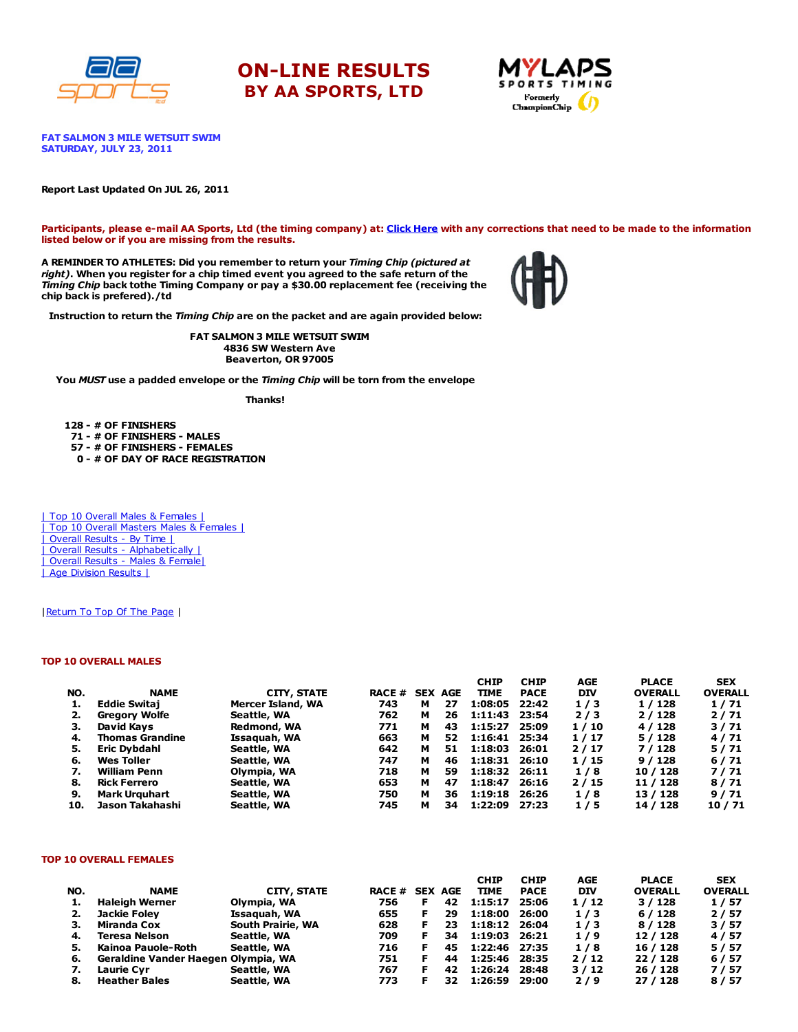# ON-LINE RESULTS
## BY AA SPORTS, LTD

**FAT SALMON 3 MILE WETSUIT SWIM**
**SATURDAY, JULY 23, 2011**

**Report Last Updated On JUL 26, 2011**

**Participants, please e-mail AA Sports, Ltd (the timing company) at: Click Here with any corrections that need to be made to the information listed below or if you are missing from the results.**

**A REMINDER TO ATHLETES: Did you remember to return your *Timing Chip (pictured at right)*. When you register for a chip timed event you agreed to the safe return of the *Timing Chip* back tothe Timing Company or pay a $30.00 replacement fee (receiving the chip back is prefered)./td**

**Instruction to return the *Timing Chip* are on the packet and are again provided below:**

**FAT SALMON 3 MILE WETSUIT SWIM**
**4836 SW Western Ave**
**Beaverton, OR 97005**

**You *MUST* use a padded envelope or the *Timing Chip* will be torn from the envelope**

**Thanks!**

**128 - # OF FINISHERS**
**71 - # OF FINISHERS - MALES**
**57 - # OF FINISHERS - FEMALES**
**0 - # OF DAY OF RACE REGISTRATION**

| Top 10 Overall Males & Females |
| Top 10 Overall Masters Males & Females |
| Overall Results - By Time |
| Overall Results - Alphabetically |
| Overall Results - Males & Female|
| Age Division Results |

|Return To Top Of The Page |

### TOP 10 OVERALL MALES

| NO. | NAME | CITY, STATE | RACE # | SEX | AGE | CHIP TIME | CHIP PACE | AGE DIV | PLACE OVERALL | SEX OVERALL |
|---|---|---|---|---|---|---|---|---|---|---|
| 1. | Eddie Switaj | Mercer Island, WA | 743 | M | 27 | 1:08:05 | 22:42 | 1 / 3 | 1 / 128 | 1 / 71 |
| 2. | Gregory Wolfe | Seattle, WA | 762 | M | 26 | 1:11:43 | 23:54 | 2 / 3 | 2 / 128 | 2 / 71 |
| 3. | David Kays | Redmond, WA | 771 | M | 43 | 1:15:27 | 25:09 | 1 / 10 | 4 / 128 | 3 / 71 |
| 4. | Thomas Grandine | Issaquah, WA | 663 | M | 52 | 1:16:41 | 25:34 | 1 / 17 | 5 / 128 | 4 / 71 |
| 5. | Eric Dybdahl | Seattle, WA | 642 | M | 51 | 1:18:03 | 26:01 | 2 / 17 | 7 / 128 | 5 / 71 |
| 6. | Wes Toller | Seattle, WA | 747 | M | 46 | 1:18:31 | 26:10 | 1 / 15 | 9 / 128 | 6 / 71 |
| 7. | William Penn | Olympia, WA | 718 | M | 59 | 1:18:32 | 26:11 | 1 / 8 | 10 / 128 | 7 / 71 |
| 8. | Rick Ferrero | Seattle, WA | 653 | M | 47 | 1:18:47 | 26:16 | 2 / 15 | 11 / 128 | 8 / 71 |
| 9. | Mark Urquhart | Seattle, WA | 750 | M | 36 | 1:19:18 | 26:26 | 1 / 8 | 13 / 128 | 9 / 71 |
| 10. | Jason Takahashi | Seattle, WA | 745 | M | 34 | 1:22:09 | 27:23 | 1 / 5 | 14 / 128 | 10 / 71 |

### TOP 10 OVERALL FEMALES

| NO. | NAME | CITY, STATE | RACE # | SEX | AGE | CHIP TIME | CHIP PACE | AGE DIV | PLACE OVERALL | SEX OVERALL |
|---|---|---|---|---|---|---|---|---|---|---|
| 1. | Haleigh Werner | Olympia, WA | 756 | F | 42 | 1:15:17 | 25:06 | 1 / 12 | 3 / 128 | 1 / 57 |
| 2. | Jackie Foley | Issaquah, WA | 655 | F | 29 | 1:18:00 | 26:00 | 1 / 3 | 6 / 128 | 2 / 57 |
| 3. | Miranda Cox | South Prairie, WA | 628 | F | 23 | 1:18:12 | 26:04 | 1 / 3 | 8 / 128 | 3 / 57 |
| 4. | Teresa Nelson | Seattle, WA | 709 | F | 34 | 1:19:03 | 26:21 | 1 / 9 | 12 / 128 | 4 / 57 |
| 5. | Kainoa Pauole-Roth | Seattle, WA | 716 | F | 45 | 1:22:46 | 27:35 | 1 / 8 | 16 / 128 | 5 / 57 |
| 6. | Geraldine Vander Haegen | Olympia, WA | 751 | F | 44 | 1:25:46 | 28:35 | 2 / 12 | 22 / 128 | 6 / 57 |
| 7. | Laurie Cyr | Seattle, WA | 767 | F | 42 | 1:26:24 | 28:48 | 3 / 12 | 26 / 128 | 7 / 57 |
| 8. | Heather Bales | Seattle, WA | 773 | F | 32 | 1:26:59 | 29:00 | 2 / 9 | 27 / 128 | 8 / 57 |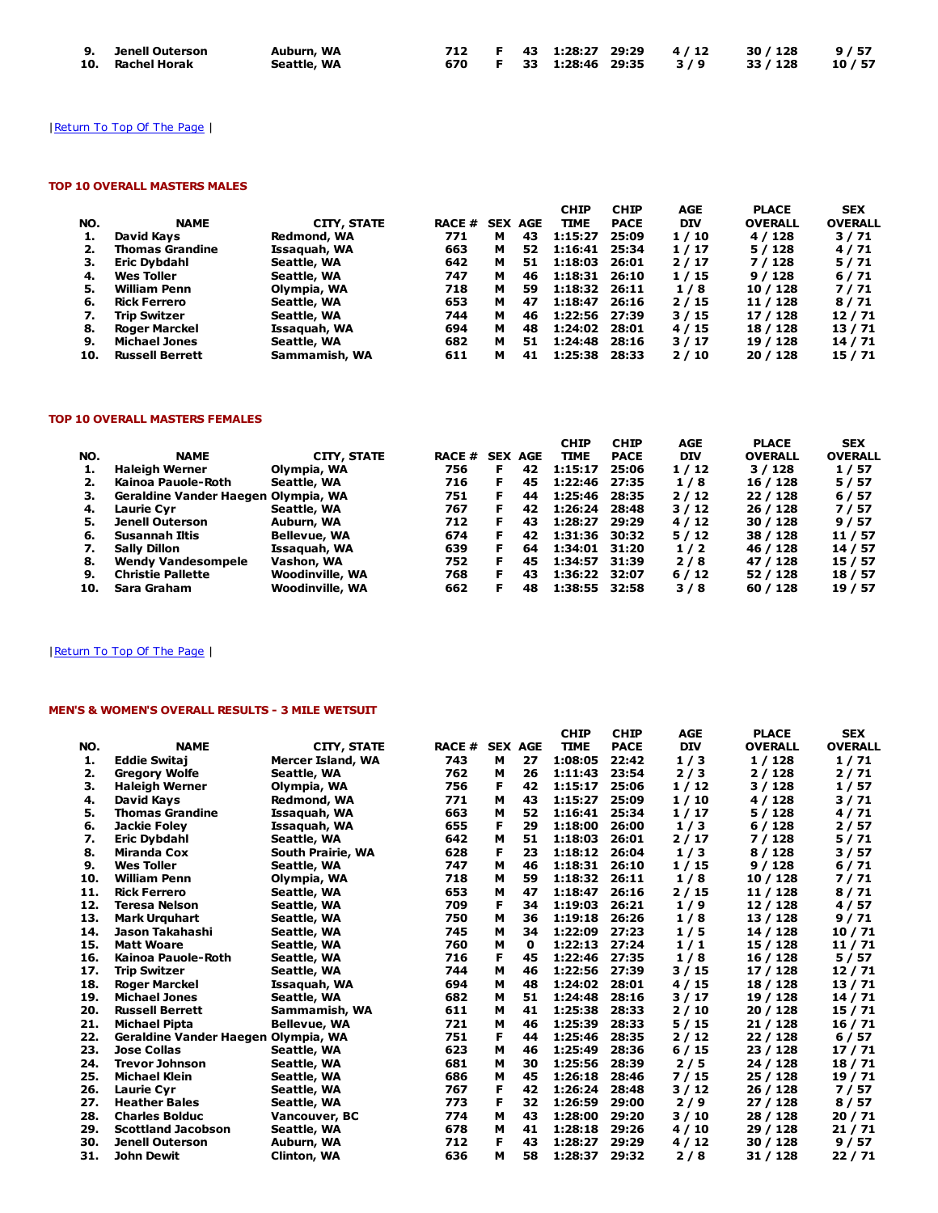| NO. | NAME | CITY, STATE | RACE # | SEX | AGE | CHIP TIME | CHIP PACE | AGE DIV | PLACE OVERALL | SEX OVERALL |
|---|---|---|---|---|---|---|---|---|---|---|
| 9. | Jenell Outerson | Auburn, WA | 712 | F | 43 | 1:28:27 | 29:29 | 4 / 12 | 30 / 128 | 9 / 57 |
| 10. | Rachel Horak | Seattle, WA | 670 | F | 33 | 1:28:46 | 29:35 | 3 / 9 | 33 / 128 | 10 / 57 |

|Return To Top Of The Page |

### TOP 10 OVERALL MASTERS MALES

| NO. | NAME | CITY, STATE | RACE # | SEX | AGE | CHIP TIME | CHIP PACE | AGE DIV | PLACE OVERALL | SEX OVERALL |
|---|---|---|---|---|---|---|---|---|---|---|
| 1. | David Kays | Redmond, WA | 771 | M | 43 | 1:15:27 | 25:09 | 1 / 10 | 4 / 128 | 3 / 71 |
| 2. | Thomas Grandine | Issaquah, WA | 663 | M | 52 | 1:16:41 | 25:34 | 1 / 17 | 5 / 128 | 4 / 71 |
| 3. | Eric Dybdahl | Seattle, WA | 642 | M | 51 | 1:18:03 | 26:01 | 2 / 17 | 7 / 128 | 5 / 71 |
| 4. | Wes Toller | Seattle, WA | 747 | M | 46 | 1:18:31 | 26:10 | 1 / 15 | 9 / 128 | 6 / 71 |
| 5. | William Penn | Olympia, WA | 718 | M | 59 | 1:18:32 | 26:11 | 1 / 8 | 10 / 128 | 7 / 71 |
| 6. | Rick Ferrero | Seattle, WA | 653 | M | 47 | 1:18:47 | 26:16 | 2 / 15 | 11 / 128 | 8 / 71 |
| 7. | Trip Switzer | Seattle, WA | 744 | M | 46 | 1:22:56 | 27:39 | 3 / 15 | 17 / 128 | 12 / 71 |
| 8. | Roger Marckel | Issaquah, WA | 694 | M | 48 | 1:24:02 | 28:01 | 4 / 15 | 18 / 128 | 13 / 71 |
| 9. | Michael Jones | Seattle, WA | 682 | M | 51 | 1:24:48 | 28:16 | 3 / 17 | 19 / 128 | 14 / 71 |
| 10. | Russell Berrett | Sammamish, WA | 611 | M | 41 | 1:25:38 | 28:33 | 2 / 10 | 20 / 128 | 15 / 71 |

### TOP 10 OVERALL MASTERS FEMALES

| NO. | NAME | CITY, STATE | RACE # | SEX | AGE | CHIP TIME | CHIP PACE | AGE DIV | PLACE OVERALL | SEX OVERALL |
|---|---|---|---|---|---|---|---|---|---|---|
| 1. | Haleigh Werner | Olympia, WA | 756 | F | 42 | 1:15:17 | 25:06 | 1 / 12 | 3 / 128 | 1 / 57 |
| 2. | Kainoa Pauole-Roth | Seattle, WA | 716 | F | 45 | 1:22:46 | 27:35 | 1 / 8 | 16 / 128 | 5 / 57 |
| 3. | Geraldine Vander Haegen | Olympia, WA | 751 | F | 44 | 1:25:46 | 28:35 | 2 / 12 | 22 / 128 | 6 / 57 |
| 4. | Laurie Cyr | Seattle, WA | 767 | F | 42 | 1:26:24 | 28:48 | 3 / 12 | 26 / 128 | 7 / 57 |
| 5. | Jenell Outerson | Auburn, WA | 712 | F | 43 | 1:28:27 | 29:29 | 4 / 12 | 30 / 128 | 9 / 57 |
| 6. | Susannah Iltis | Bellevue, WA | 674 | F | 42 | 1:31:36 | 30:32 | 5 / 12 | 38 / 128 | 11 / 57 |
| 7. | Sally Dillon | Issaquah, WA | 639 | F | 64 | 1:34:01 | 31:20 | 1 / 2 | 46 / 128 | 14 / 57 |
| 8. | Wendy Vandesompele | Vashon, WA | 752 | F | 45 | 1:34:57 | 31:39 | 2 / 8 | 47 / 128 | 15 / 57 |
| 9. | Christie Pallette | Woodinville, WA | 768 | F | 43 | 1:36:22 | 32:07 | 6 / 12 | 52 / 128 | 18 / 57 |
| 10. | Sara Graham | Woodinville, WA | 662 | F | 48 | 1:38:55 | 32:58 | 3 / 8 | 60 / 128 | 19 / 57 |

|Return To Top Of The Page |

### MEN'S & WOMEN'S OVERALL RESULTS - 3 MILE WETSUIT

| NO. | NAME | CITY, STATE | RACE # | SEX | AGE | CHIP TIME | CHIP PACE | AGE DIV | PLACE OVERALL | SEX OVERALL |
|---|---|---|---|---|---|---|---|---|---|---|
| 1. | Eddie Switaj | Mercer Island, WA | 743 | M | 27 | 1:08:05 | 22:42 | 1 / 3 | 1 / 128 | 1 / 71 |
| 2. | Gregory Wolfe | Seattle, WA | 762 | M | 26 | 1:11:43 | 23:54 | 2 / 3 | 2 / 128 | 2 / 71 |
| 3. | Haleigh Werner | Olympia, WA | 756 | F | 42 | 1:15:17 | 25:06 | 1 / 12 | 3 / 128 | 1 / 57 |
| 4. | David Kays | Redmond, WA | 771 | M | 43 | 1:15:27 | 25:09 | 1 / 10 | 4 / 128 | 3 / 71 |
| 5. | Thomas Grandine | Issaquah, WA | 663 | M | 52 | 1:16:41 | 25:34 | 1 / 17 | 5 / 128 | 4 / 71 |
| 6. | Jackie Foley | Issaquah, WA | 655 | F | 29 | 1:18:00 | 26:00 | 1 / 3 | 6 / 128 | 2 / 57 |
| 7. | Eric Dybdahl | Seattle, WA | 642 | M | 51 | 1:18:03 | 26:01 | 2 / 17 | 7 / 128 | 5 / 71 |
| 8. | Miranda Cox | South Prairie, WA | 628 | F | 23 | 1:18:12 | 26:04 | 1 / 3 | 8 / 128 | 3 / 57 |
| 9. | Wes Toller | Seattle, WA | 747 | M | 46 | 1:18:31 | 26:10 | 1 / 15 | 9 / 128 | 6 / 71 |
| 10. | William Penn | Olympia, WA | 718 | M | 59 | 1:18:32 | 26:11 | 1 / 8 | 10 / 128 | 7 / 71 |
| 11. | Rick Ferrero | Seattle, WA | 653 | M | 47 | 1:18:47 | 26:16 | 2 / 15 | 11 / 128 | 8 / 71 |
| 12. | Teresa Nelson | Seattle, WA | 709 | F | 34 | 1:19:03 | 26:21 | 1 / 9 | 12 / 128 | 4 / 57 |
| 13. | Mark Urquhart | Seattle, WA | 750 | M | 36 | 1:19:18 | 26:26 | 1 / 8 | 13 / 128 | 9 / 71 |
| 14. | Jason Takahashi | Seattle, WA | 745 | M | 34 | 1:22:09 | 27:23 | 1 / 5 | 14 / 128 | 10 / 71 |
| 15. | Matt Woare | Seattle, WA | 760 | M | 0 | 1:22:13 | 27:24 | 1 / 1 | 15 / 128 | 11 / 71 |
| 16. | Kainoa Pauole-Roth | Seattle, WA | 716 | F | 45 | 1:22:46 | 27:35 | 1 / 8 | 16 / 128 | 5 / 57 |
| 17. | Trip Switzer | Seattle, WA | 744 | M | 46 | 1:22:56 | 27:39 | 3 / 15 | 17 / 128 | 12 / 71 |
| 18. | Roger Marckel | Issaquah, WA | 694 | M | 48 | 1:24:02 | 28:01 | 4 / 15 | 18 / 128 | 13 / 71 |
| 19. | Michael Jones | Seattle, WA | 682 | M | 51 | 1:24:48 | 28:16 | 3 / 17 | 19 / 128 | 14 / 71 |
| 20. | Russell Berrett | Sammamish, WA | 611 | M | 41 | 1:25:38 | 28:33 | 2 / 10 | 20 / 128 | 15 / 71 |
| 21. | Michael Pipta | Bellevue, WA | 721 | M | 46 | 1:25:39 | 28:33 | 5 / 15 | 21 / 128 | 16 / 71 |
| 22. | Geraldine Vander Haegen | Olympia, WA | 751 | F | 44 | 1:25:46 | 28:35 | 2 / 12 | 22 / 128 | 6 / 57 |
| 23. | Jose Collas | Seattle, WA | 623 | M | 46 | 1:25:49 | 28:36 | 6 / 15 | 23 / 128 | 17 / 71 |
| 24. | Trevor Johnson | Seattle, WA | 681 | M | 30 | 1:25:56 | 28:39 | 2 / 5 | 24 / 128 | 18 / 71 |
| 25. | Michael Klein | Seattle, WA | 686 | M | 45 | 1:26:18 | 28:46 | 7 / 15 | 25 / 128 | 19 / 71 |
| 26. | Laurie Cyr | Seattle, WA | 767 | F | 42 | 1:26:24 | 28:48 | 3 / 12 | 26 / 128 | 7 / 57 |
| 27. | Heather Bales | Seattle, WA | 773 | F | 32 | 1:26:59 | 29:00 | 2 / 9 | 27 / 128 | 8 / 57 |
| 28. | Charles Bolduc | Vancouver, BC | 774 | M | 43 | 1:28:00 | 29:20 | 3 / 10 | 28 / 128 | 20 / 71 |
| 29. | Scottland Jacobson | Seattle, WA | 678 | M | 41 | 1:28:18 | 29:26 | 4 / 10 | 29 / 128 | 21 / 71 |
| 30. | Jenell Outerson | Auburn, WA | 712 | F | 43 | 1:28:27 | 29:29 | 4 / 12 | 30 / 128 | 9 / 57 |
| 31. | John Dewit | Clinton, WA | 636 | M | 58 | 1:28:37 | 29:32 | 2 / 8 | 31 / 128 | 22 / 71 |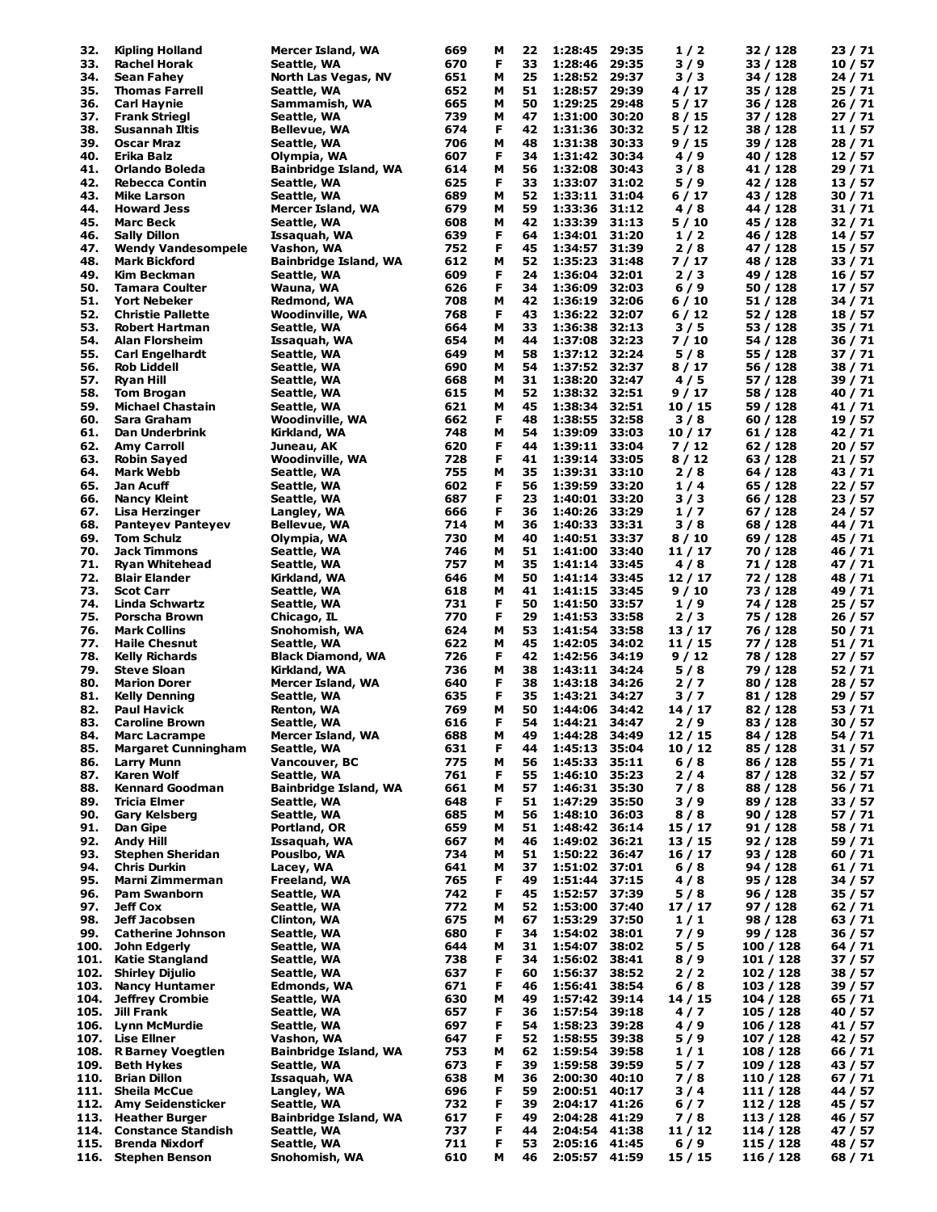| | | | | | | | | | | |
|---|---|---|---|---|---|---|---|---|---|---|
| 32. | Kipling Holland | Mercer Island, WA | 669 | M | 22 | 1:28:45 | 29:35 | 1 / 2 | 32 / 128 | 23 / 71 |
| 33. | Rachel Horak | Seattle, WA | 670 | F | 33 | 1:28:46 | 29:35 | 3 / 9 | 33 / 128 | 10 / 57 |
| 34. | Sean Fahey | North Las Vegas, NV | 651 | M | 25 | 1:28:52 | 29:37 | 3 / 3 | 34 / 128 | 24 / 71 |
| 35. | Thomas Farrell | Seattle, WA | 652 | M | 51 | 1:28:57 | 29:39 | 4 / 17 | 35 / 128 | 25 / 71 |
| 36. | Carl Haynie | Sammamish, WA | 665 | M | 50 | 1:29:25 | 29:48 | 5 / 17 | 36 / 128 | 26 / 71 |
| 37. | Frank Striegl | Seattle, WA | 739 | M | 47 | 1:31:00 | 30:20 | 8 / 15 | 37 / 128 | 27 / 71 |
| 38. | Susannah Iltis | Bellevue, WA | 674 | F | 42 | 1:31:36 | 30:32 | 5 / 12 | 38 / 128 | 11 / 57 |
| 39. | Oscar Mraz | Seattle, WA | 706 | M | 48 | 1:31:38 | 30:33 | 9 / 15 | 39 / 128 | 28 / 71 |
| 40. | Erika Balz | Olympia, WA | 607 | F | 34 | 1:31:42 | 30:34 | 4 / 9 | 40 / 128 | 12 / 57 |
| 41. | Orlando Boleda | Bainbridge Island, WA | 614 | M | 56 | 1:32:08 | 30:43 | 3 / 8 | 41 / 128 | 29 / 71 |
| 42. | Rebecca Contin | Seattle, WA | 625 | F | 33 | 1:33:07 | 31:02 | 5 / 9 | 42 / 128 | 13 / 57 |
| 43. | Mike Larson | Seattle, WA | 689 | M | 52 | 1:33:11 | 31:04 | 6 / 17 | 43 / 128 | 30 / 71 |
| 44. | Howard Jess | Mercer Island, WA | 679 | M | 59 | 1:33:36 | 31:12 | 4 / 8 | 44 / 128 | 31 / 71 |
| 45. | Marc Beck | Seattle, WA | 608 | M | 42 | 1:33:39 | 31:13 | 5 / 10 | 45 / 128 | 32 / 71 |
| 46. | Sally Dillon | Issaquah, WA | 639 | F | 64 | 1:34:01 | 31:20 | 1 / 2 | 46 / 128 | 14 / 57 |
| 47. | Wendy Vandesompele | Vashon, WA | 752 | F | 45 | 1:34:57 | 31:39 | 2 / 8 | 47 / 128 | 15 / 57 |
| 48. | Mark Bickford | Bainbridge Island, WA | 612 | M | 52 | 1:35:23 | 31:48 | 7 / 17 | 48 / 128 | 33 / 71 |
| 49. | Kim Beckman | Seattle, WA | 609 | F | 24 | 1:36:04 | 32:01 | 2 / 3 | 49 / 128 | 16 / 57 |
| 50. | Tamara Coulter | Wauna, WA | 626 | F | 34 | 1:36:09 | 32:03 | 6 / 9 | 50 / 128 | 17 / 57 |
| 51. | Yort Nebeker | Redmond, WA | 708 | M | 42 | 1:36:19 | 32:06 | 6 / 10 | 51 / 128 | 34 / 71 |
| 52. | Christie Pallette | Woodinville, WA | 768 | F | 43 | 1:36:22 | 32:07 | 6 / 12 | 52 / 128 | 18 / 57 |
| 53. | Robert Hartman | Seattle, WA | 664 | M | 33 | 1:36:38 | 32:13 | 3 / 5 | 53 / 128 | 35 / 71 |
| 54. | Alan Florsheim | Issaquah, WA | 654 | M | 44 | 1:37:08 | 32:23 | 7 / 10 | 54 / 128 | 36 / 71 |
| 55. | Carl Engelhardt | Seattle, WA | 649 | M | 58 | 1:37:12 | 32:24 | 5 / 8 | 55 / 128 | 37 / 71 |
| 56. | Rob Liddell | Seattle, WA | 690 | M | 54 | 1:37:52 | 32:37 | 8 / 17 | 56 / 128 | 38 / 71 |
| 57. | Ryan Hill | Seattle, WA | 668 | M | 31 | 1:38:20 | 32:47 | 4 / 5 | 57 / 128 | 39 / 71 |
| 58. | Tom Brogan | Seattle, WA | 615 | M | 52 | 1:38:32 | 32:51 | 9 / 17 | 58 / 128 | 40 / 71 |
| 59. | Michael Chastain | Seattle, WA | 621 | M | 45 | 1:38:34 | 32:51 | 10 / 15 | 59 / 128 | 41 / 71 |
| 60. | Sara Graham | Woodinville, WA | 662 | F | 48 | 1:38:55 | 32:58 | 3 / 8 | 60 / 128 | 19 / 57 |
| 61. | Dan Underbrink | Kirkland, WA | 748 | M | 54 | 1:39:09 | 33:03 | 10 / 17 | 61 / 128 | 42 / 71 |
| 62. | Amy Carroll | Juneau, AK | 620 | F | 44 | 1:39:11 | 33:04 | 7 / 12 | 62 / 128 | 20 / 57 |
| 63. | Robin Sayed | Woodinville, WA | 728 | F | 41 | 1:39:14 | 33:05 | 8 / 12 | 63 / 128 | 21 / 57 |
| 64. | Mark Webb | Seattle, WA | 755 | M | 35 | 1:39:31 | 33:10 | 2 / 8 | 64 / 128 | 43 / 71 |
| 65. | Jan Acuff | Seattle, WA | 602 | F | 56 | 1:39:59 | 33:20 | 1 / 4 | 65 / 128 | 22 / 57 |
| 66. | Nancy Kleint | Seattle, WA | 687 | F | 23 | 1:40:01 | 33:20 | 3 / 3 | 66 / 128 | 23 / 57 |
| 67. | Lisa Herzinger | Langley, WA | 666 | F | 36 | 1:40:26 | 33:29 | 1 / 7 | 67 / 128 | 24 / 57 |
| 68. | Panteyev Panteyev | Bellevue, WA | 714 | M | 36 | 1:40:33 | 33:31 | 3 / 8 | 68 / 128 | 44 / 71 |
| 69. | Tom Schulz | Olympia, WA | 730 | M | 40 | 1:40:51 | 33:37 | 8 / 10 | 69 / 128 | 45 / 71 |
| 70. | Jack Timmons | Seattle, WA | 746 | M | 51 | 1:41:00 | 33:40 | 11 / 17 | 70 / 128 | 46 / 71 |
| 71. | Ryan Whitehead | Seattle, WA | 757 | M | 35 | 1:41:14 | 33:45 | 4 / 8 | 71 / 128 | 47 / 71 |
| 72. | Blair Elander | Kirkland, WA | 646 | M | 50 | 1:41:14 | 33:45 | 12 / 17 | 72 / 128 | 48 / 71 |
| 73. | Scot Carr | Seattle, WA | 618 | M | 41 | 1:41:15 | 33:45 | 9 / 10 | 73 / 128 | 49 / 71 |
| 74. | Linda Schwartz | Seattle, WA | 731 | F | 50 | 1:41:50 | 33:57 | 1 / 9 | 74 / 128 | 25 / 57 |
| 75. | Porscha Brown | Chicago, IL | 770 | F | 29 | 1:41:53 | 33:58 | 2 / 3 | 75 / 128 | 26 / 57 |
| 76. | Mark Collins | Snohomish, WA | 624 | M | 53 | 1:41:54 | 33:58 | 13 / 17 | 76 / 128 | 50 / 71 |
| 77. | Haile Chesnut | Seattle, WA | 622 | M | 45 | 1:42:05 | 34:02 | 11 / 15 | 77 / 128 | 51 / 71 |
| 78. | Kelly Richards | Black Diamond, WA | 726 | F | 42 | 1:42:56 | 34:19 | 9 / 12 | 78 / 128 | 27 / 57 |
| 79. | Steve Sloan | Kirkland, WA | 736 | M | 38 | 1:43:11 | 34:24 | 5 / 8 | 79 / 128 | 52 / 71 |
| 80. | Marion Dorer | Mercer Island, WA | 640 | F | 38 | 1:43:18 | 34:26 | 2 / 7 | 80 / 128 | 28 / 57 |
| 81. | Kelly Denning | Seattle, WA | 635 | F | 35 | 1:43:21 | 34:27 | 3 / 7 | 81 / 128 | 29 / 57 |
| 82. | Paul Havick | Renton, WA | 769 | M | 50 | 1:44:06 | 34:42 | 14 / 17 | 82 / 128 | 53 / 71 |
| 83. | Caroline Brown | Seattle, WA | 616 | F | 54 | 1:44:21 | 34:47 | 2 / 9 | 83 / 128 | 30 / 57 |
| 84. | Marc Lacrampe | Mercer Island, WA | 688 | M | 49 | 1:44:28 | 34:49 | 12 / 15 | 84 / 128 | 54 / 71 |
| 85. | Margaret Cunningham | Seattle, WA | 631 | F | 44 | 1:45:13 | 35:04 | 10 / 12 | 85 / 128 | 31 / 57 |
| 86. | Larry Munn | Vancouver, BC | 775 | M | 56 | 1:45:33 | 35:11 | 6 / 8 | 86 / 128 | 55 / 71 |
| 87. | Karen Wolf | Seattle, WA | 761 | F | 55 | 1:46:10 | 35:23 | 2 / 4 | 87 / 128 | 32 / 57 |
| 88. | Kennard Goodman | Bainbridge Island, WA | 661 | M | 57 | 1:46:31 | 35:30 | 7 / 8 | 88 / 128 | 56 / 71 |
| 89. | Tricia Elmer | Seattle, WA | 648 | F | 51 | 1:47:29 | 35:50 | 3 / 9 | 89 / 128 | 33 / 57 |
| 90. | Gary Kelsberg | Seattle, WA | 685 | M | 56 | 1:48:10 | 36:03 | 8 / 8 | 90 / 128 | 57 / 71 |
| 91. | Dan Gipe | Portland, OR | 659 | M | 51 | 1:48:42 | 36:14 | 15 / 17 | 91 / 128 | 58 / 71 |
| 92. | Andy Hill | Issaquah, WA | 667 | M | 46 | 1:49:02 | 36:21 | 13 / 15 | 92 / 128 | 59 / 71 |
| 93. | Stephen Sheridan | Pouslbo, WA | 734 | M | 51 | 1:50:22 | 36:47 | 16 / 17 | 93 / 128 | 60 / 71 |
| 94. | Chris Durkin | Lacey, WA | 641 | M | 37 | 1:51:02 | 37:01 | 6 / 8 | 94 / 128 | 61 / 71 |
| 95. | Marni Zimmerman | Freeland, WA | 765 | F | 49 | 1:51:44 | 37:15 | 4 / 8 | 95 / 128 | 34 / 57 |
| 96. | Pam Swanborn | Seattle, WA | 742 | F | 45 | 1:52:57 | 37:39 | 5 / 8 | 96 / 128 | 35 / 57 |
| 97. | Jeff Cox | Seattle, WA | 772 | M | 52 | 1:53:00 | 37:40 | 17 / 17 | 97 / 128 | 62 / 71 |
| 98. | Jeff Jacobsen | Clinton, WA | 675 | M | 67 | 1:53:29 | 37:50 | 1 / 1 | 98 / 128 | 63 / 71 |
| 99. | Catherine Johnson | Seattle, WA | 680 | F | 34 | 1:54:02 | 38:01 | 7 / 9 | 99 / 128 | 36 / 57 |
| 100. | John Edgerly | Seattle, WA | 644 | M | 31 | 1:54:07 | 38:02 | 5 / 5 | 100 / 128 | 64 / 71 |
| 101. | Katie Stangland | Seattle, WA | 738 | F | 34 | 1:56:02 | 38:41 | 8 / 9 | 101 / 128 | 37 / 57 |
| 102. | Shirley Dijulio | Seattle, WA | 637 | F | 60 | 1:56:37 | 38:52 | 2 / 2 | 102 / 128 | 38 / 57 |
| 103. | Nancy Huntamer | Edmonds, WA | 671 | F | 46 | 1:56:41 | 38:54 | 6 / 8 | 103 / 128 | 39 / 57 |
| 104. | Jeffrey Crombie | Seattle, WA | 630 | M | 49 | 1:57:42 | 39:14 | 14 / 15 | 104 / 128 | 65 / 71 |
| 105. | Jill Frank | Seattle, WA | 657 | F | 36 | 1:57:54 | 39:18 | 4 / 7 | 105 / 128 | 40 / 57 |
| 106. | Lynn McMurdie | Seattle, WA | 697 | F | 54 | 1:58:23 | 39:28 | 4 / 9 | 106 / 128 | 41 / 57 |
| 107. | Lise Ellner | Vashon, WA | 647 | F | 52 | 1:58:55 | 39:38 | 5 / 9 | 107 / 128 | 42 / 57 |
| 108. | R Barney Voegtlen | Bainbridge Island, WA | 753 | M | 62 | 1:59:54 | 39:58 | 1 / 1 | 108 / 128 | 66 / 71 |
| 109. | Beth Hykes | Seattle, WA | 673 | F | 39 | 1:59:58 | 39:59 | 5 / 7 | 109 / 128 | 43 / 57 |
| 110. | Brian Dillon | Issaquah, WA | 638 | M | 36 | 2:00:30 | 40:10 | 7 / 8 | 110 / 128 | 67 / 71 |
| 111. | Sheila McCue | Langley, WA | 696 | F | 59 | 2:00:51 | 40:17 | 3 / 4 | 111 / 128 | 44 / 57 |
| 112. | Amy Seidensticker | Seattle, WA | 732 | F | 39 | 2:04:17 | 41:26 | 6 / 7 | 112 / 128 | 45 / 57 |
| 113. | Heather Burger | Bainbridge Island, WA | 617 | F | 49 | 2:04:28 | 41:29 | 7 / 8 | 113 / 128 | 46 / 57 |
| 114. | Constance Standish | Seattle, WA | 737 | F | 44 | 2:04:54 | 41:38 | 11 / 12 | 114 / 128 | 47 / 57 |
| 115. | Brenda Nixdorf | Seattle, WA | 711 | F | 53 | 2:05:16 | 41:45 | 6 / 9 | 115 / 128 | 48 / 57 |
| 116. | Stephen Benson | Snohomish, WA | 610 | M | 46 | 2:05:57 | 41:59 | 15 / 15 | 116 / 128 | 68 / 71 |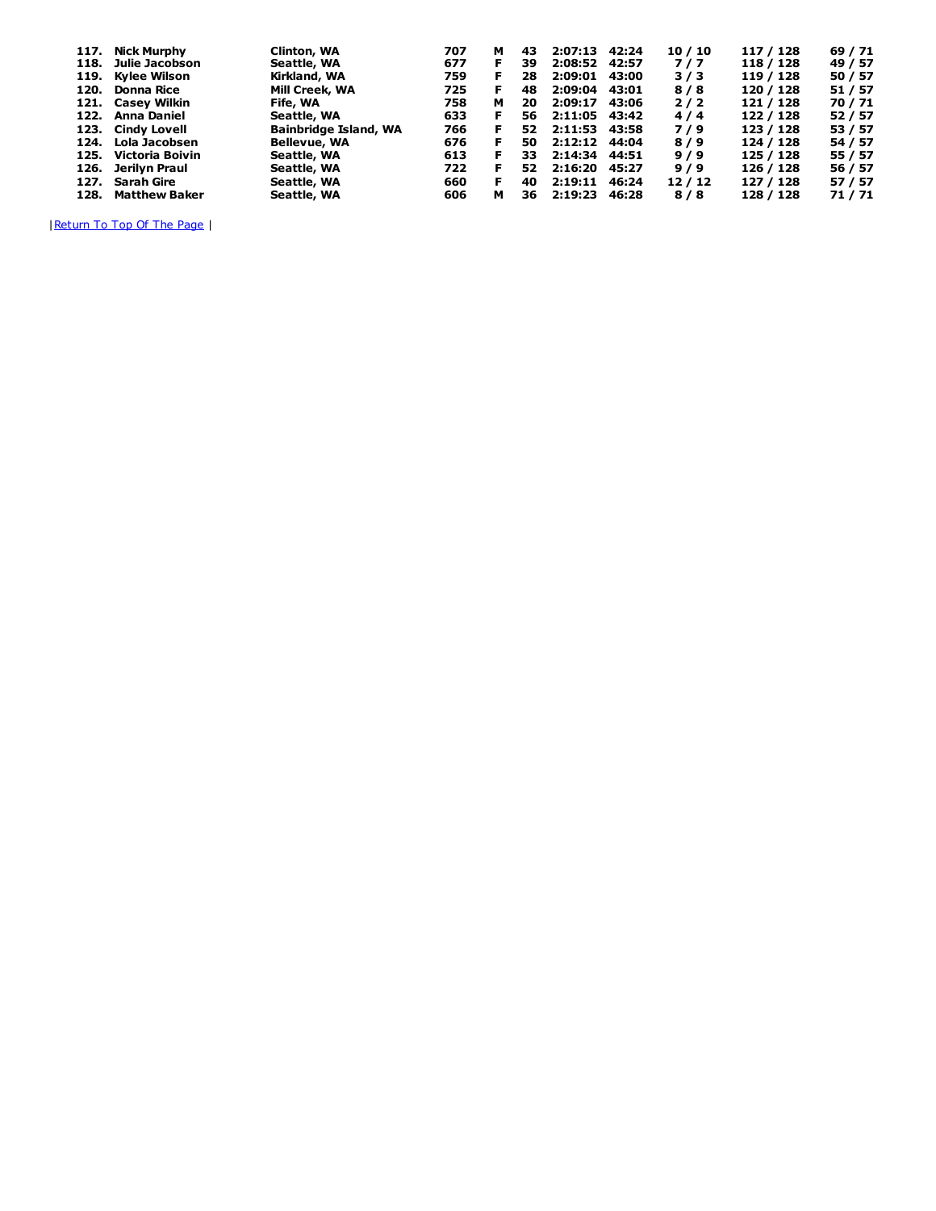| | | | | | | | | | | |
|---|---|---|---|---|---|---|---|---|---|---|
| 117. | Nick Murphy | Clinton, WA | 707 | M | 43 | 2:07:13 | 42:24 | 10 / 10 | 117 / 128 | 69 / 71 |
| 118. | Julie Jacobson | Seattle, WA | 677 | F | 39 | 2:08:52 | 42:57 | 7 / 7 | 118 / 128 | 49 / 57 |
| 119. | Kylee Wilson | Kirkland, WA | 759 | F | 28 | 2:09:01 | 43:00 | 3 / 3 | 119 / 128 | 50 / 57 |
| 120. | Donna Rice | Mill Creek, WA | 725 | F | 48 | 2:09:04 | 43:01 | 8 / 8 | 120 / 128 | 51 / 57 |
| 121. | Casey Wilkin | Fife, WA | 758 | M | 20 | 2:09:17 | 43:06 | 2 / 2 | 121 / 128 | 70 / 71 |
| 122. | Anna Daniel | Seattle, WA | 633 | F | 56 | 2:11:05 | 43:42 | 4 / 4 | 122 / 128 | 52 / 57 |
| 123. | Cindy Lovell | Bainbridge Island, WA | 766 | F | 52 | 2:11:53 | 43:58 | 7 / 9 | 123 / 128 | 53 / 57 |
| 124. | Lola Jacobsen | Bellevue, WA | 676 | F | 50 | 2:12:12 | 44:04 | 8 / 9 | 124 / 128 | 54 / 57 |
| 125. | Victoria Boivin | Seattle, WA | 613 | F | 33 | 2:14:34 | 44:51 | 9 / 9 | 125 / 128 | 55 / 57 |
| 126. | Jerilyn Praul | Seattle, WA | 722 | F | 52 | 2:16:20 | 45:27 | 9 / 9 | 126 / 128 | 56 / 57 |
| 127. | Sarah Gire | Seattle, WA | 660 | F | 40 | 2:19:11 | 46:24 | 12 / 12 | 127 / 128 | 57 / 57 |
| 128. | Matthew Baker | Seattle, WA | 606 | M | 36 | 2:19:23 | 46:28 | 8 / 8 | 128 / 128 | 71 / 71 |

| Return To Top Of The Page |